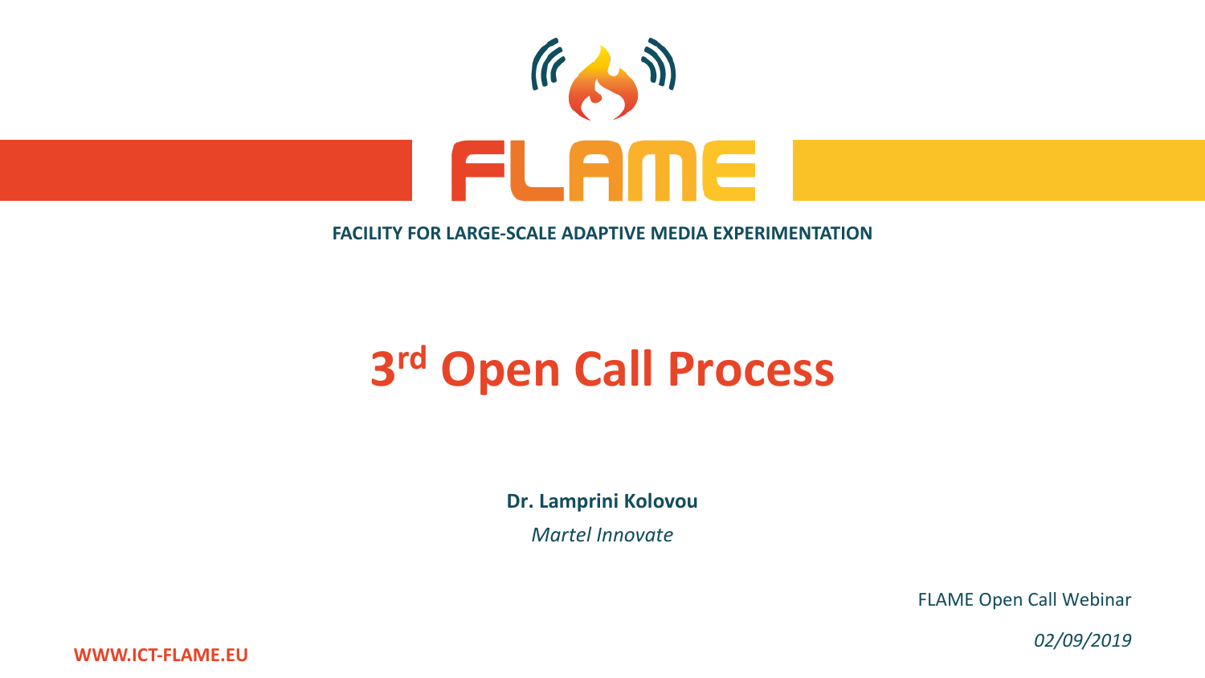FLAME

**FACILITY FOR LARGE-SCALE ADAPTIVE MEDIA EXPERIMENTATION**

# 3rd Open Call Process

**Dr. Lamprini Kolovou**

*Martel Innovate*

FLAME Open Call Webinar

*02/09/2019*

WWW.ICT-FLAME.EU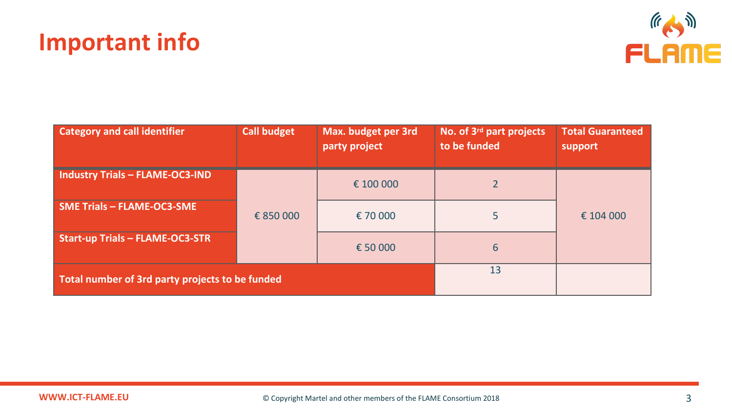# Important info

| Category and call identifier | Call budget | Max. budget per 3rd party project | No. of 3rd part projects to be funded | Total Guaranteed support |
|---|---|---|---|---|
| Industry Trials – FLAME-OC3-IND | € 850 000 | € 100 000 | 2 | € 104 000 |
| SME Trials – FLAME-OC3-SME | | € 70 000 | 5 | |
| Start-up Trials – FLAME-OC3-STR | | € 50 000 | 6 | |
| Total number of 3rd party projects to be funded | | | 13 | |

WWW.ICT-FLAME.EU

© Copyright Martel and other members of the FLAME Consortium 2018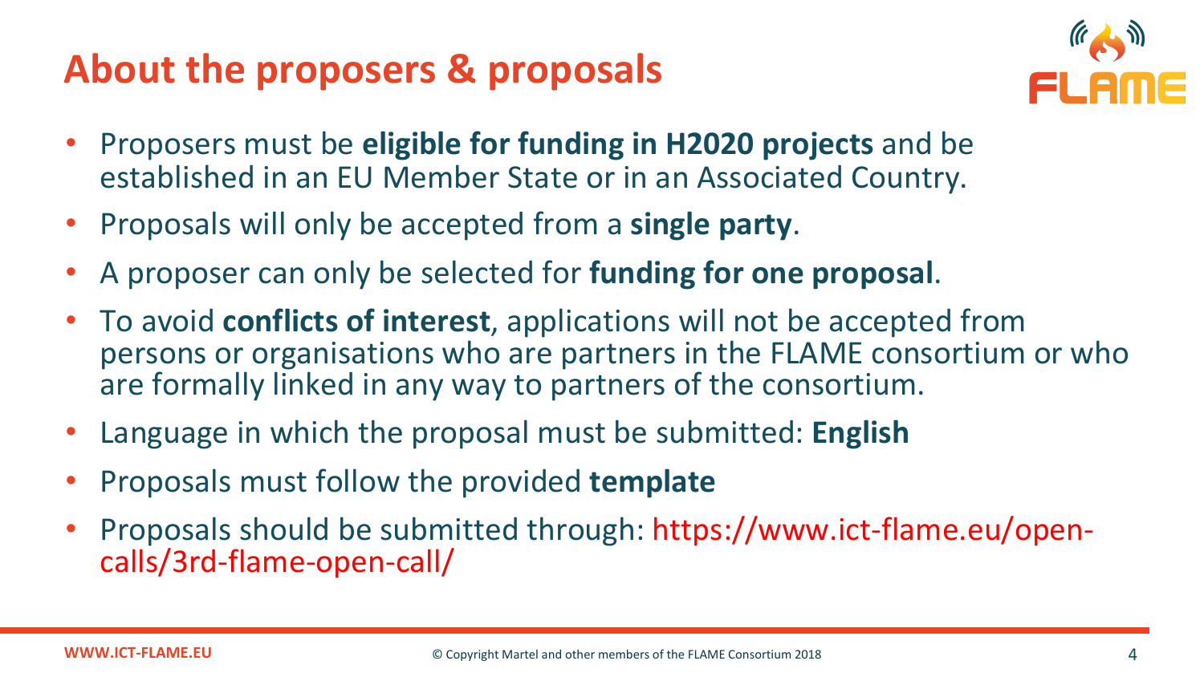# About the proposers & proposals

- Proposers must be **eligible for funding in H2020 projects** and be established in an EU Member State or in an Associated Country.
- Proposals will only be accepted from a **single party**.
- A proposer can only be selected for **funding for one proposal**.
- To avoid **conflicts of interest**, applications will not be accepted from persons or organisations who are partners in the FLAME consortium or who are formally linked in any way to partners of the consortium.
- Language in which the proposal must be submitted: **English**
- Proposals must follow the provided **template**
- Proposals should be submitted through: https://www.ict-flame.eu/open-calls/3rd-flame-open-call/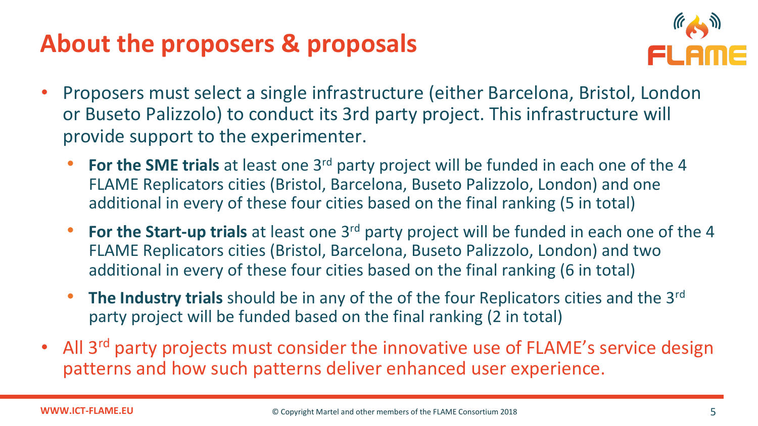# About the proposers & proposals

- Proposers must select a single infrastructure (either Barcelona, Bristol, London or Buseto Palizzolo) to conduct its 3rd party project. This infrastructure will provide support to the experimenter.
  - **For the SME trials** at least one 3rd party project will be funded in each one of the 4 FLAME Replicators cities (Bristol, Barcelona, Buseto Palizzolo, London) and one additional in every of these four cities based on the final ranking (5 in total)
  - **For the Start-up trials** at least one 3rd party project will be funded in each one of the 4 FLAME Replicators cities (Bristol, Barcelona, Buseto Palizzolo, London) and two additional in every of these four cities based on the final ranking (6 in total)
  - **The Industry trials** should be in any of the of the four Replicators cities and the 3rd party project will be funded based on the final ranking (2 in total)
- All 3rd party projects must consider the innovative use of FLAME's service design patterns and how such patterns deliver enhanced user experience.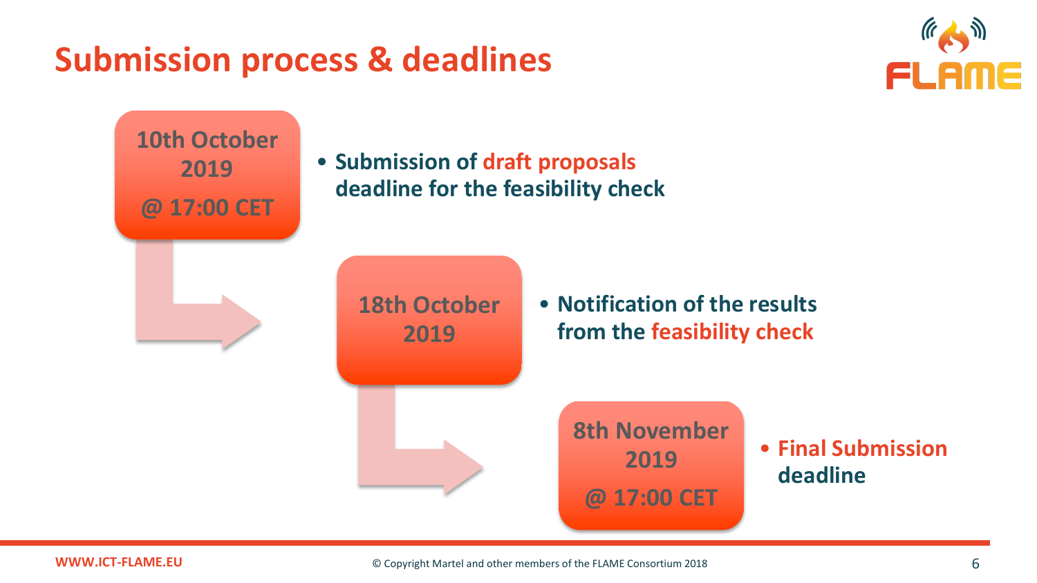# Submission process & deadlines

**10th October 2019 @ 17:00 CET**

- **Submission of draft proposals deadline for the feasibility check**

**18th October 2019**

- **Notification of the results from the feasibility check**

**8th November 2019 @ 17:00 CET**

- **Final Submission deadline**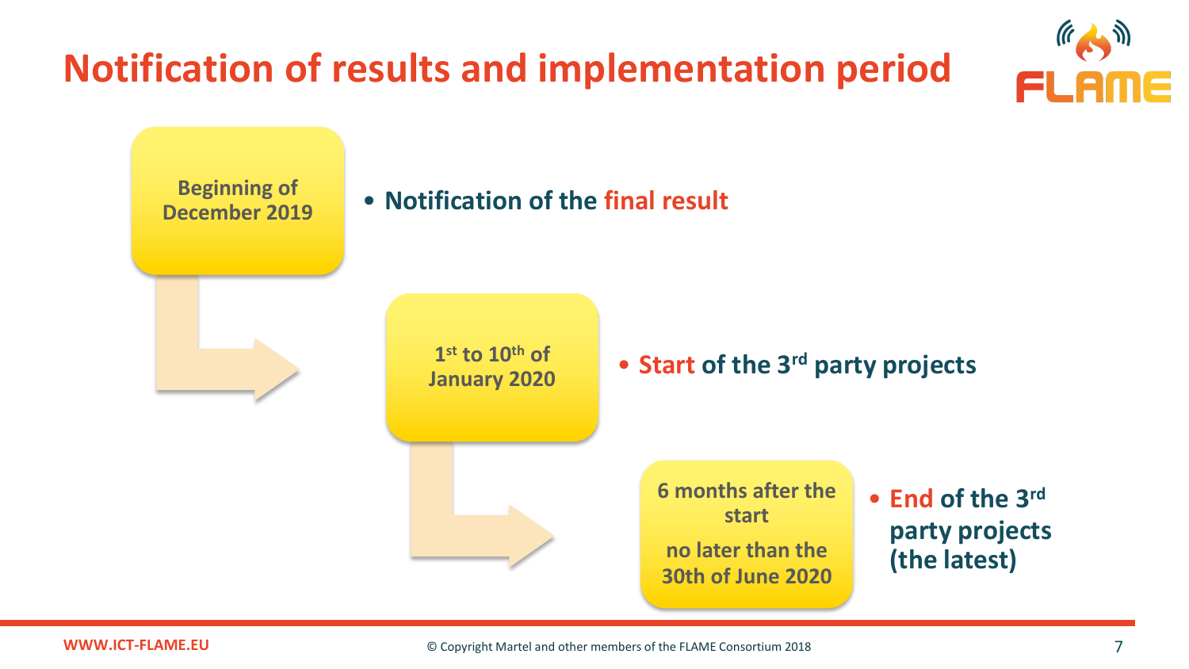# Notification of results and implementation period

**Beginning of December 2019**

- **Notification of the final result**

**1st to 10th of January 2020**

- **Start of the 3rd party projects**

**6 months after the start**

**no later than the 30th of June 2020**

- **End of the 3rd party projects (the latest)**

WWW.ICT-FLAME.EU

© Copyright Martel and other members of the FLAME Consortium 2018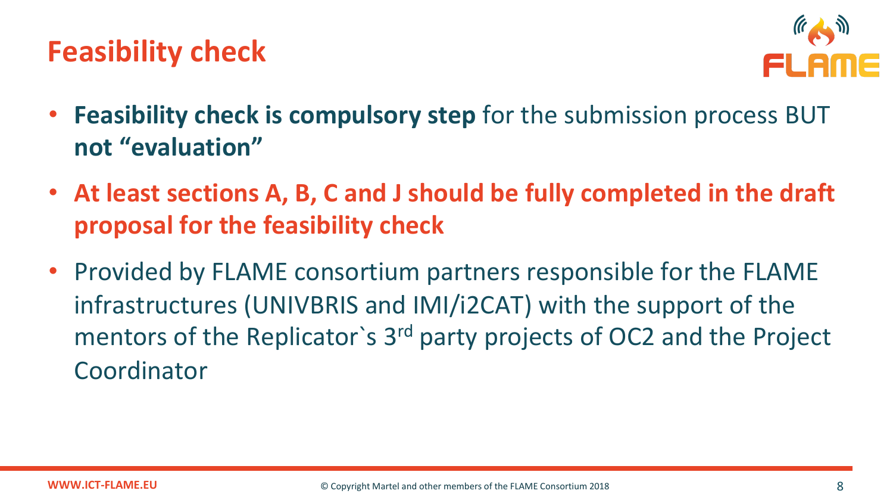# Feasibility check

- **Feasibility check is compulsory step** for the submission process BUT **not "evaluation"**
- **At least sections A, B, C and J should be fully completed in the draft proposal for the feasibility check**
- Provided by FLAME consortium partners responsible for the FLAME infrastructures (UNIVBRIS and IMI/i2CAT) with the support of the mentors of the Replicator`s 3rd party projects of OC2 and the Project Coordinator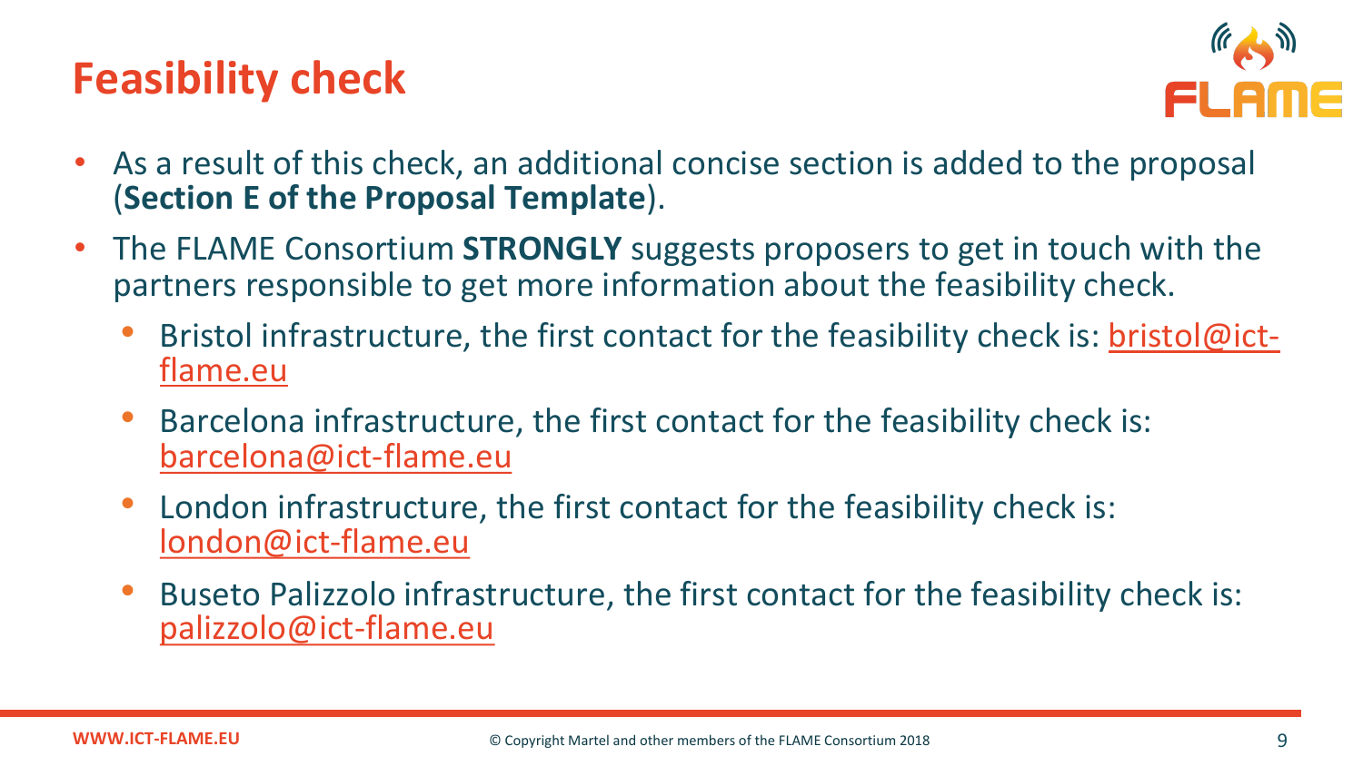# Feasibility check

- As a result of this check, an additional concise section is added to the proposal (**Section E of the Proposal Template**).
- The FLAME Consortium **STRONGLY** suggests proposers to get in touch with the partners responsible to get more information about the feasibility check.
  - Bristol infrastructure, the first contact for the feasibility check is: bristol@ict-flame.eu
  - Barcelona infrastructure, the first contact for the feasibility check is: barcelona@ict-flame.eu
  - London infrastructure, the first contact for the feasibility check is: london@ict-flame.eu
  - Buseto Palizzolo infrastructure, the first contact for the feasibility check is: palizzolo@ict-flame.eu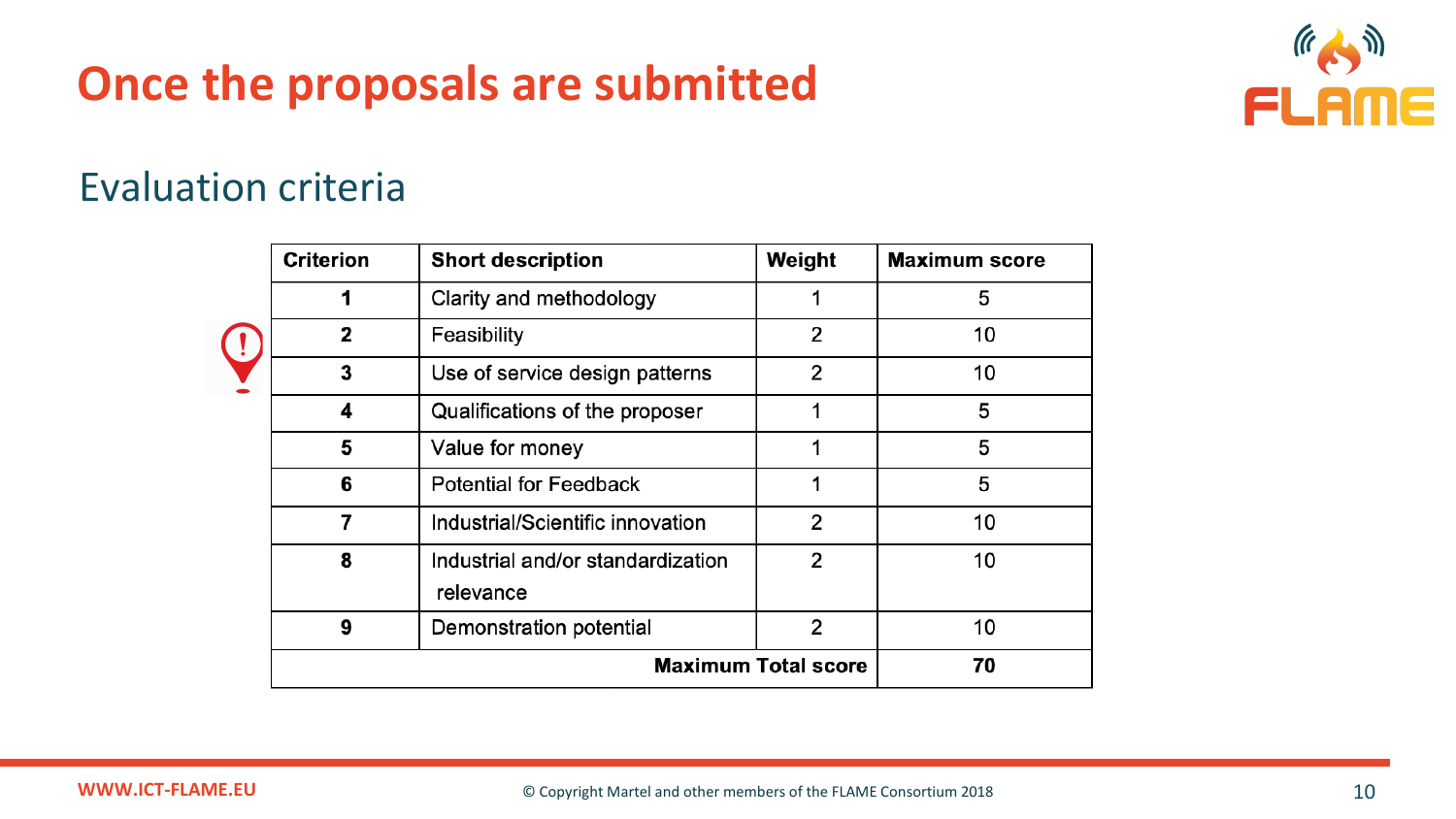# Once the proposals are submitted

## Evaluation criteria

| Criterion | Short description | Weight | Maximum score |
|---|---|---|---|
| 1 | Clarity and methodology | 1 | 5 |
| 2 | Feasibility | 2 | 10 |
| 3 | Use of service design patterns | 2 | 10 |
| 4 | Qualifications of the proposer | 1 | 5 |
| 5 | Value for money | 1 | 5 |
| 6 | Potential for Feedback | 1 | 5 |
| 7 | Industrial/Scientific innovation | 2 | 10 |
| 8 | Industrial and/or standardization relevance | 2 | 10 |
| 9 | Demonstration potential | 2 | 10 |
| **Maximum Total score** | | | **70** |

WWW.ICT-FLAME.EU

© Copyright Martel and other members of the FLAME Consortium 2018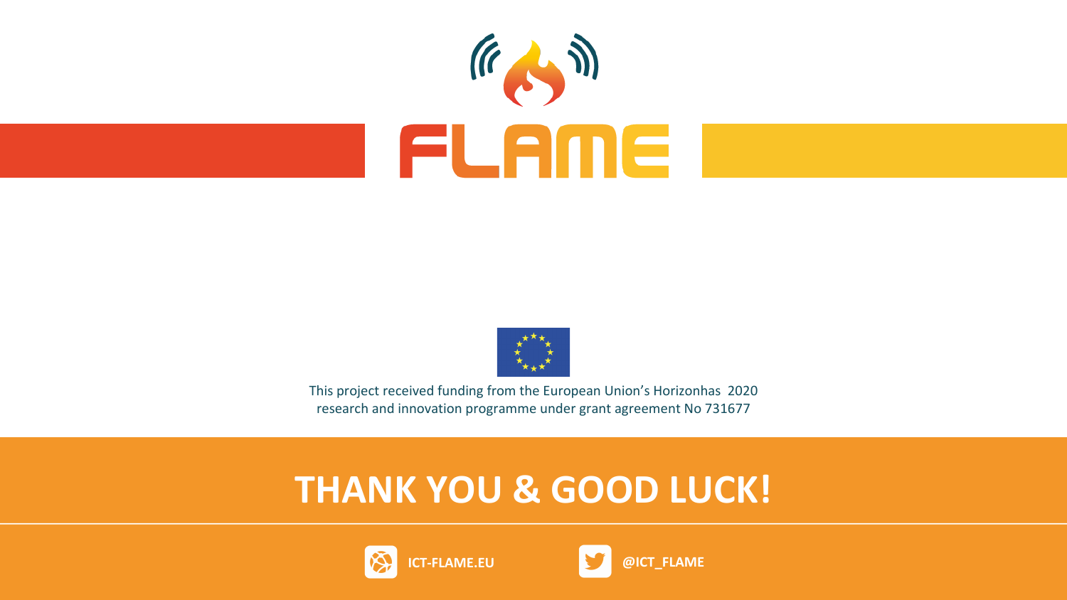# FLAME

This project received funding from the European Union's Horizonhas 2020 research and innovation programme under grant agreement No 731677

## THANK YOU & GOOD LUCK!

ICT-FLAME.EU

@ICT_FLAME